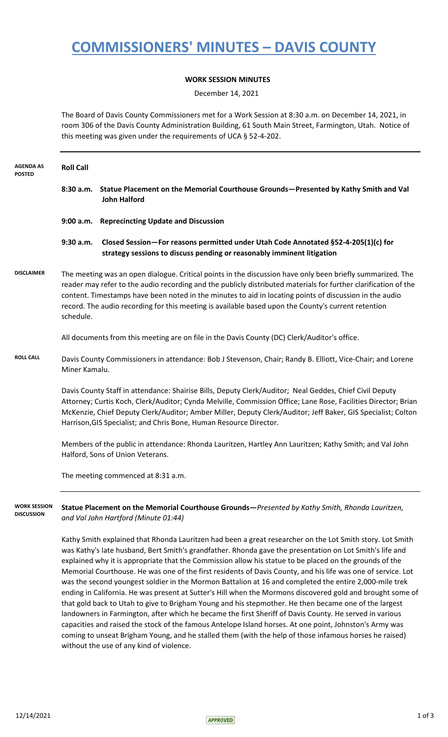# COMMISSIONERS' MINUTES – DAVIS COUNTY

**WORK SESSION MINUTES**

December 14, 2021

The Board of Davis County Commissioners met for a Work Session at 8:30 a.m. on December 14, 2021, in room 306 of the Davis County Administration Building, 61 South Main Street, Farmington, Utah. Notice of this meeting was given under the requirements of UCA § 52-4-202.

---

**AGENDA AS POSTED**

**Roll Call**

**8:30 a.m. Statue Placement on the Memorial Courthouse Grounds—Presented by Kathy Smith and Val John Halford**

**9:00 a.m. Reprecincting Update and Discussion**

**9:30 a.m. Closed Session—For reasons permitted under Utah Code Annotated §52-4-205(1)(c) for strategy sessions to discuss pending or reasonably imminent litigation**

**DISCLAIMER**

The meeting was an open dialogue. Critical points in the discussion have only been briefly summarized. The reader may refer to the audio recording and the publicly distributed materials for further clarification of the content. Timestamps have been noted in the minutes to aid in locating points of discussion in the audio record. The audio recording for this meeting is available based upon the County's current retention schedule.

All documents from this meeting are on file in the Davis County (DC) Clerk/Auditor's office.

**ROLL CALL**

Davis County Commissioners in attendance: Bob J Stevenson, Chair; Randy B. Elliott, Vice-Chair; and Lorene Miner Kamalu.

Davis County Staff in attendance: Shairise Bills, Deputy Clerk/Auditor; Neal Geddes, Chief Civil Deputy Attorney; Curtis Koch, Clerk/Auditor; Cynda Melville, Commission Office; Lane Rose, Facilities Director; Brian McKenzie, Chief Deputy Clerk/Auditor; Amber Miller, Deputy Clerk/Auditor; Jeff Baker, GIS Specialist; Colton Harrison,GIS Specialist; and Chris Bone, Human Resource Director.

Members of the public in attendance: Rhonda Lauritzen, Hartley Ann Lauritzen; Kathy Smith; and Val John Halford, Sons of Union Veterans.

The meeting commenced at 8:31 a.m.

---

**WORK SESSION DISCUSSION**

**Statue Placement on the Memorial Courthouse Grounds—***Presented by Kathy Smith, Rhonda Lauritzen, and Val John Hartford (Minute 01:44)*

Kathy Smith explained that Rhonda Lauritzen had been a great researcher on the Lot Smith story. Lot Smith was Kathy's late husband, Bert Smith's grandfather. Rhonda gave the presentation on Lot Smith's life and explained why it is appropriate that the Commission allow his statue to be placed on the grounds of the Memorial Courthouse. He was one of the first residents of Davis County, and his life was one of service. Lot was the second youngest soldier in the Mormon Battalion at 16 and completed the entire 2,000-mile trek ending in California. He was present at Sutter's Hill when the Mormons discovered gold and brought some of that gold back to Utah to give to Brigham Young and his stepmother. He then became one of the largest landowners in Farmington, after which he became the first Sheriff of Davis County. He served in various capacities and raised the stock of the famous Antelope Island horses. At one point, Johnston's Army was coming to unseat Brigham Young, and he stalled them (with the help of those infamous horses he raised) without the use of any kind of violence.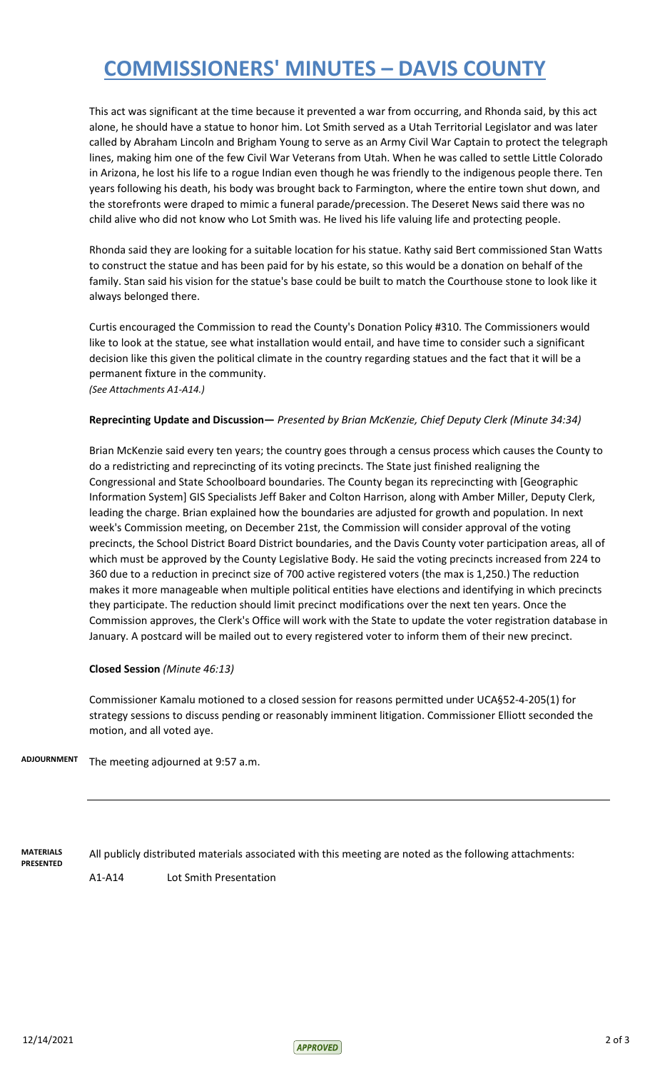This act was significant at the time because it prevented a war from occurring, and Rhonda said, by this act alone, he should have a statue to honor him. Lot Smith served as a Utah Territorial Legislator and was later called by Abraham Lincoln and Brigham Young to serve as an Army Civil War Captain to protect the telegraph lines, making him one of the few Civil War Veterans from Utah. When he was called to settle Little Colorado in Arizona, he lost his life to a rogue Indian even though he was friendly to the indigenous people there. Ten years following his death, his body was brought back to Farmington, where the entire town shut down, and the storefronts were draped to mimic a funeral parade/precession. The Deseret News said there was no child alive who did not know who Lot Smith was. He lived his life valuing life and protecting people.

Rhonda said they are looking for a suitable location for his statue. Kathy said Bert commissioned Stan Watts to construct the statue and has been paid for by his estate, so this would be a donation on behalf of the family. Stan said his vision for the statue's base could be built to match the Courthouse stone to look like it always belonged there.

Curtis encouraged the Commission to read the County's Donation Policy #310. The Commissioners would like to look at the statue, see what installation would entail, and have time to consider such a significant decision like this given the political climate in the country regarding statues and the fact that it will be a permanent fixture in the community.
*(See Attachments A1-A14.)*

**Reprecinting Update and Discussion—** *Presented by Brian McKenzie, Chief Deputy Clerk (Minute 34:34)*

Brian McKenzie said every ten years; the country goes through a census process which causes the County to do a redistricting and reprecincting of its voting precincts. The State just finished realigning the Congressional and State Schoolboard boundaries. The County began its reprecincting with [Geographic Information System] GIS Specialists Jeff Baker and Colton Harrison, along with Amber Miller, Deputy Clerk, leading the charge. Brian explained how the boundaries are adjusted for growth and population. In next week's Commission meeting, on December 21st, the Commission will consider approval of the voting precincts, the School District Board District boundaries, and the Davis County voter participation areas, all of which must be approved by the County Legislative Body. He said the voting precincts increased from 224 to 360 due to a reduction in precinct size of 700 active registered voters (the max is 1,250.) The reduction makes it more manageable when multiple political entities have elections and identifying in which precincts they participate. The reduction should limit precinct modifications over the next ten years. Once the Commission approves, the Clerk's Office will work with the State to update the voter registration database in January. A postcard will be mailed out to every registered voter to inform them of their new precinct.

**Closed Session** *(Minute 46:13)*

Commissioner Kamalu motioned to a closed session for reasons permitted under UCA§52-4-205(1) for strategy sessions to discuss pending or reasonably imminent litigation. Commissioner Elliott seconded the motion, and all voted aye.

**ADJOURNMENT** The meeting adjourned at 9:57 a.m.

---

**MATERIALS PRESENTED** All publicly distributed materials associated with this meeting are noted as the following attachments:

A1-A14 Lot Smith Presentation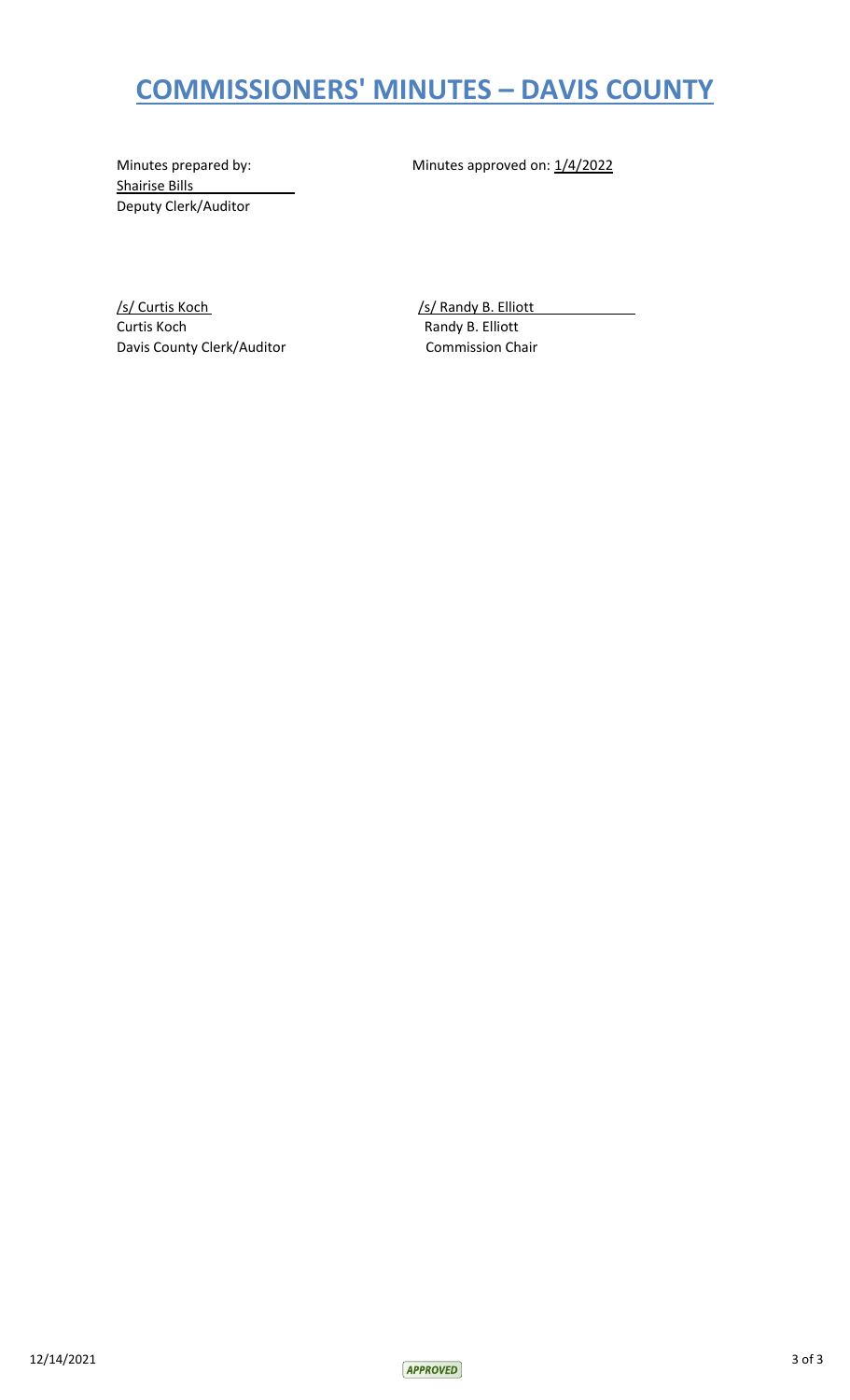# COMMISSIONERS' MINUTES – DAVIS COUNTY

Minutes prepared by:
Shairise Bills
Deputy Clerk/Auditor

Minutes approved on: 1/4/2022

/s/ Curtis Koch
Curtis Koch
Davis County Clerk/Auditor

/s/ Randy B. Elliott
Randy B. Elliott
Commission Chair

12/14/2021

APPROVED